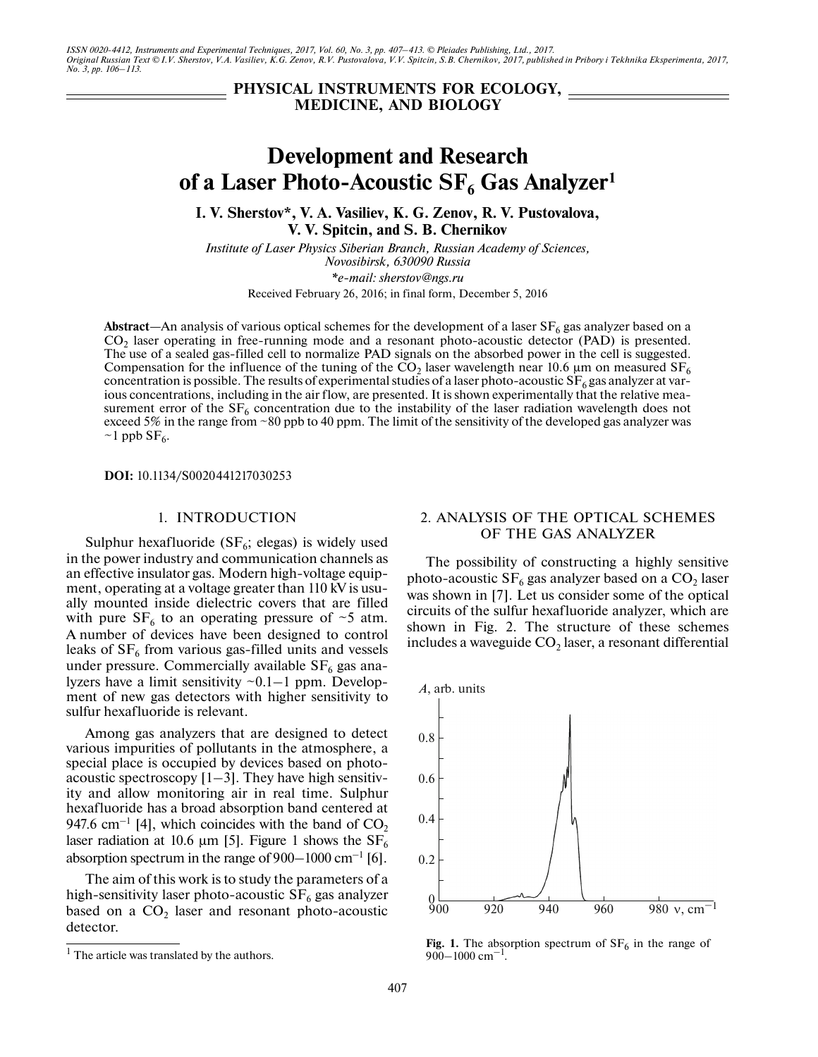## PHYSICAL INSTRUMENTS FOR ECOLOGY, MEDICINE, AND BIOLOGY

# Development and Research of a Laser Photo-Acoustic $SF_6$ Gas Analyzer[1]

**I. V. Sherstov\*, V. A. Vasiliev, K. G. Zenov, R. V. Pustovalova, V. V. Spitcin, and S. B. Chernikov**

*Institute of Laser Physics Siberian Branch, Russian Academy of Sciences, Novosibirsk, 630090 Russia*

*\*e-mail: sherstov@ngs.ru*

Received February 26, 2016; in final form, December 5, 2016

**Abstract**—An analysis of various optical schemes for the development of a laser $SF_6$ gas analyzer based on a $CO_2$ laser operating in free-running mode and a resonant photo-acoustic detector (PAD) is presented. The use of a sealed gas-filled cell to normalize PAD signals on the absorbed power in the cell is suggested. Compensation for the influence of the tuning of the $CO_2$ laser wavelength near 10.6 μm on measured $SF_6$ concentration is possible. The results of experimental studies of a laser photo-acoustic $SF_6$ gas analyzer at various concentrations, including in the air flow, are presented. It is shown experimentally that the relative measurement error of the $SF_6$ concentration due to the instability of the laser radiation wavelength does not exceed 5% in the range from ~80 ppb to 40 ppm. The limit of the sensitivity of the developed gas analyzer was ~1 ppb $SF_6$.

**DOI:** 10.1134/S0020441217030253

## 1. INTRODUCTION

Sulphur hexafluoride ($SF_6$; elegas) is widely used in the power industry and communication channels as an effective insulator gas. Modern high-voltage equipment, operating at a voltage greater than 110 kV is usually mounted inside dielectric covers that are filled with pure $SF_6$ to an operating pressure of ~5 atm. A number of devices have been designed to control leaks of $SF_6$ from various gas-filled units and vessels under pressure. Commercially available $SF_6$ gas analyzers have a limit sensitivity ~0.1–1 ppm. Development of new gas detectors with higher sensitivity to sulfur hexafluoride is relevant.

Among gas analyzers that are designed to detect various impurities of pollutants in the atmosphere, a special place is occupied by devices based on photo-acoustic spectroscopy [1–3]. They have high sensitivity and allow monitoring air in real time. Sulphur hexafluoride has a broad absorption band centered at 947.6 $cm^{-1}$ [4], which coincides with the band of $CO_2$ laser radiation at 10.6 μm [5]. Figure 1 shows the $SF_6$ absorption spectrum in the range of 900–1000 $cm^{-1}$ [6].

The aim of this work is to study the parameters of a high-sensitivity laser photo-acoustic $SF_6$ gas analyzer based on a $CO_2$ laser and resonant photo-acoustic detector.

[1] The article was translated by the authors.

## 2. ANALYSIS OF THE OPTICAL SCHEMES OF THE GAS ANALYZER

The possibility of constructing a highly sensitive photo-acoustic $SF_6$ gas analyzer based on a $CO_2$ laser was shown in [7]. Let us consider some of the optical circuits of the sulfur hexafluoride analyzer, which are shown in Fig. 2. The structure of these schemes includes a waveguide $CO_2$ laser, a resonant differential

**Fig. 1.** The absorption spectrum of $SF_6$ in the range of 900–1000 $cm^{-1}$.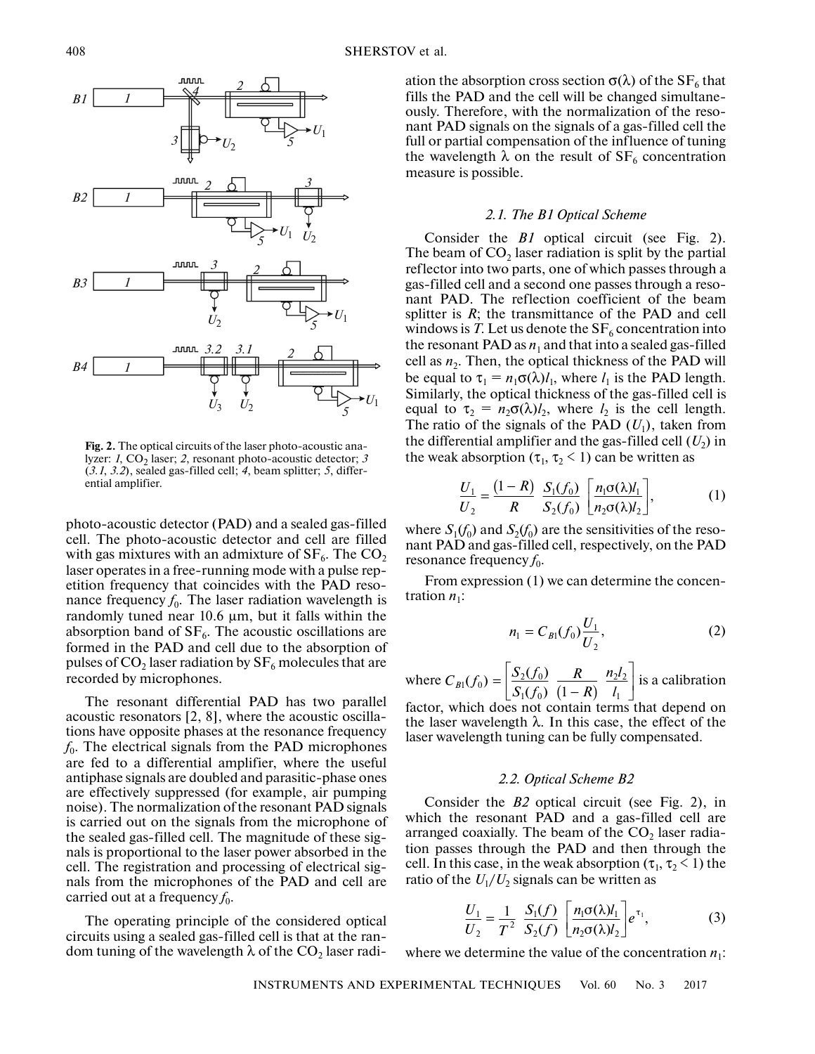Fig. 2. The optical circuits of the laser photo-acoustic analyzer: *1*, $CO_2$ laser; *2*, resonant photo-acoustic detector; *3* (*3.1*, *3.2*), sealed gas-filled cell; *4*, beam splitter; *5*, differential amplifier.

photo-acoustic detector (PAD) and a sealed gas-filled cell. The photo-acoustic detector and cell are filled with gas mixtures with an admixture of $SF_6$. The $CO_2$ laser operates in a free-running mode with a pulse repetition frequency that coincides with the PAD resonance frequency $f_0$. The laser radiation wavelength is randomly tuned near 10.6 μm, but it falls within the absorption band of $SF_6$. The acoustic oscillations are formed in the PAD and cell due to the absorption of pulses of $CO_2$ laser radiation by $SF_6$ molecules that are recorded by microphones.

The resonant differential PAD has two parallel acoustic resonators [2, 8], where the acoustic oscillations have opposite phases at the resonance frequency $f_0$. The electrical signals from the PAD microphones are fed to a differential amplifier, where the useful antiphase signals are doubled and parasitic-phase ones are effectively suppressed (for example, air pumping noise). The normalization of the resonant PAD signals is carried out on the signals from the microphone of the sealed gas-filled cell. The magnitude of these signals is proportional to the laser power absorbed in the cell. The registration and processing of electrical signals from the microphones of the PAD and cell are carried out at a frequency $f_0$.

The operating principle of the considered optical circuits using a sealed gas-filled cell is that at the random tuning of the wavelength $\lambda$ of the $CO_2$ laser radiation the absorption cross section $\sigma(\lambda)$ of the $SF_6$ that fills the PAD and the cell will be changed simultaneously. Therefore, with the normalization of the resonant PAD signals on the signals of a gas-filled cell the full or partial compensation of the influence of tuning the wavelength $\lambda$ on the result of $SF_6$ concentration measure is possible.

### 2.1. The B1 Optical Scheme

Consider the *B1* optical circuit (see Fig. 2). The beam of $CO_2$ laser radiation is split by the partial reflector into two parts, one of which passes through a gas-filled cell and a second one passes through a resonant PAD. The reflection coefficient of the beam splitter is $R$; the transmittance of the PAD and cell windows is $T$. Let us denote the $SF_6$ concentration into the resonant PAD as $n_1$ and that into a sealed gas-filled cell as $n_2$. Then, the optical thickness of the PAD will be equal to $\tau_1 = n_1\sigma(\lambda)l_1$, where $l_1$ is the PAD length. Similarly, the optical thickness of the gas-filled cell is equal to $\tau_2 = n_2\sigma(\lambda)l_2$, where $l_2$ is the cell length. The ratio of the signals of the PAD ($U_1$), taken from the differential amplifier and the gas-filled cell ($U_2$) in the weak absorption ($\tau_1, \tau_2 < 1$) can be written as

$$\frac{U_1}{U_2} = \frac{(1-R)}{R}\frac{S_1(f_0)}{S_2(f_0)}\left[\frac{n_1\sigma(\lambda)l_1}{n_2\sigma(\lambda)l_2}\right], \tag{1}$$

where $S_1(f_0)$ and $S_2(f_0)$ are the sensitivities of the resonant PAD and gas-filled cell, respectively, on the PAD resonance frequency $f_0$.

From expression (1) we can determine the concentration $n_1$:

$$n_1 = C_{B1}(f_0)\frac{U_1}{U_2}, \tag{2}$$

where $C_{B1}(f_0) = \left[\frac{S_2(f_0)}{S_1(f_0)}\frac{R}{(1-R)}\frac{n_2l_2}{l_1}\right]$ is a calibration factor, which does not contain terms that depend on the laser wavelength $\lambda$. In this case, the effect of the laser wavelength tuning can be fully compensated.

### 2.2. Optical Scheme B2

Consider the *B2* optical circuit (see Fig. 2), in which the resonant PAD and a gas-filled cell are arranged coaxially. The beam of the $CO_2$ laser radiation passes through the PAD and then through the cell. In this case, in the weak absorption ($\tau_1, \tau_2 < 1$) the ratio of the $U_1/U_2$ signals can be written as

$$\frac{U_1}{U_2} = \frac{1}{T^2}\frac{S_1(f)}{S_2(f)}\left[\frac{n_1\sigma(\lambda)l_1}{n_2\sigma(\lambda)l_2}\right]e^{\tau_1}, \tag{3}$$

where we determine the value of the concentration $n_1$: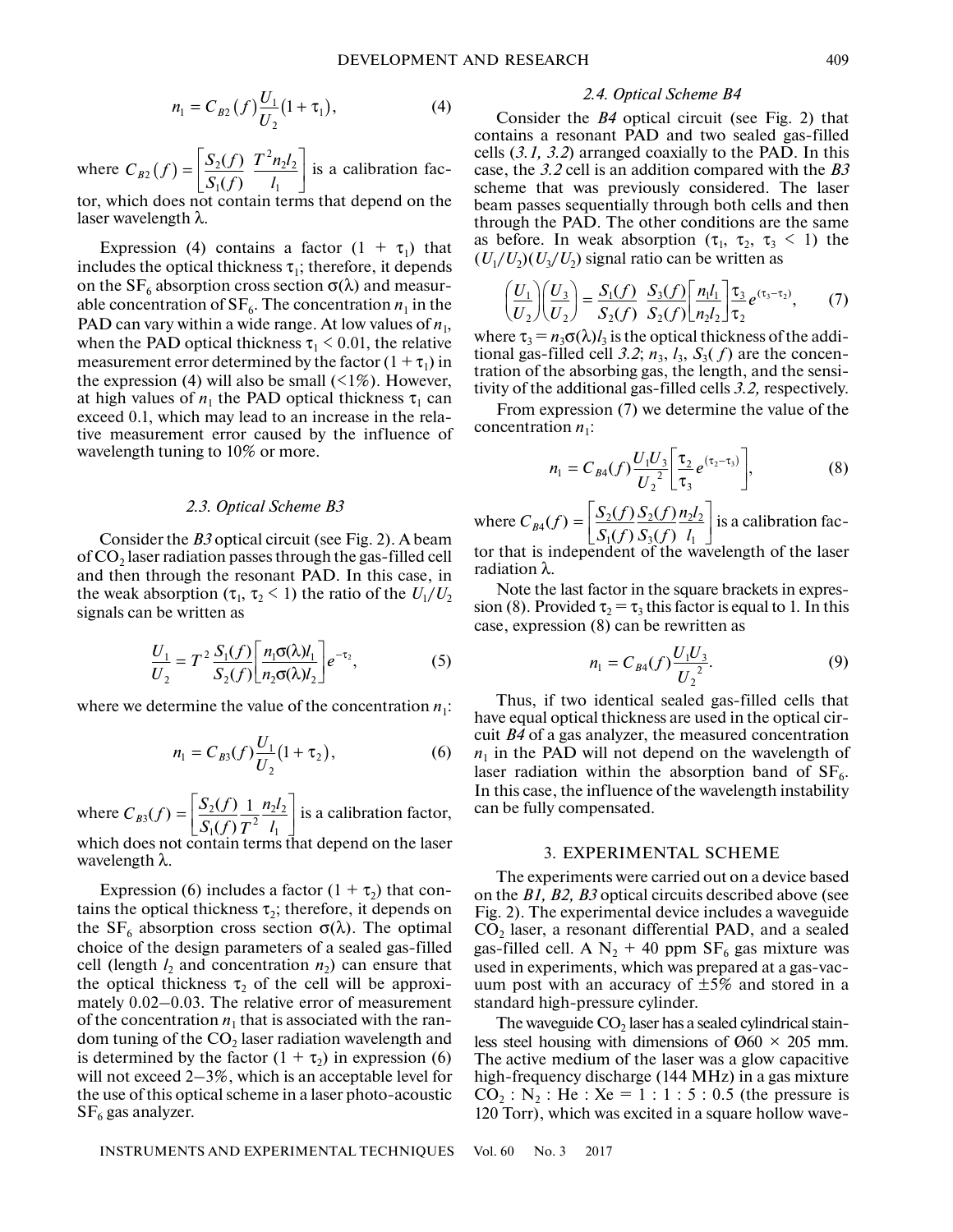$$n_1 = C_{B2}(f)\frac{U_1}{U_2}(1+\tau_1), \quad (4)$$

where $C_{B2}(f) = \left[\frac{S_2(f)}{S_1(f)}\frac{T^2 n_2 l_2}{l_1}\right]$ is a calibration factor, which does not contain terms that depend on the laser wavelength $\lambda$.

Expression (4) contains a factor $(1 + \tau_1)$ that includes the optical thickness $\tau_1$; therefore, it depends on the $SF_6$ absorption cross section $\sigma(\lambda)$ and measurable concentration of $SF_6$. The concentration $n_1$ in the PAD can vary within a wide range. At low values of $n_1$, when the PAD optical thickness $\tau_1 < 0.01$, the relative measurement error determined by the factor $(1 + \tau_1)$ in the expression (4) will also be small (<1%). However, at high values of $n_1$ the PAD optical thickness $\tau_1$ can exceed 0.1, which may lead to an increase in the relative measurement error caused by the influence of wavelength tuning to 10% or more.

### 2.3. Optical Scheme B3

Consider the *B3* optical circuit (see Fig. 2). A beam of $CO_2$ laser radiation passes through the gas-filled cell and then through the resonant PAD. In this case, in the weak absorption ($\tau_1$, $\tau_2 < 1$) the ratio of the $U_1/U_2$ signals can be written as

$$\frac{U_1}{U_2} = T^2\frac{S_1(f)}{S_2(f)}\left[\frac{n_1\sigma(\lambda)l_1}{n_2\sigma(\lambda)l_2}\right]e^{-\tau_2}, \quad (5)$$

where we determine the value of the concentration $n_1$:

$$n_1 = C_{B3}(f)\frac{U_1}{U_2}(1+\tau_2), \quad (6)$$

where $C_{B3}(f) = \left[\frac{S_2(f)}{S_1(f)}\frac{1}{T^2}\frac{n_2 l_2}{l_1}\right]$ is a calibration factor, which does not contain terms that depend on the laser wavelength $\lambda$.

Expression (6) includes a factor $(1 + \tau_2)$ that contains the optical thickness $\tau_2$; therefore, it depends on the $SF_6$ absorption cross section $\sigma(\lambda)$. The optimal choice of the design parameters of a sealed gas-filled cell (length $l_2$ and concentration $n_2$) can ensure that the optical thickness $\tau_2$ of the cell will be approximately 0.02–0.03. The relative error of measurement of the concentration $n_1$ that is associated with the random tuning of the $CO_2$ laser radiation wavelength and is determined by the factor $(1 + \tau_2)$ in expression (6) will not exceed 2–3%, which is an acceptable level for the use of this optical scheme in a laser photo-acoustic $SF_6$ gas analyzer.

### 2.4. Optical Scheme B4

Consider the *B4* optical circuit (see Fig. 2) that contains a resonant PAD and two sealed gas-filled cells (*3.1, 3.2*) arranged coaxially to the PAD. In this case, the *3.2* cell is an addition compared with the *B3* scheme that was previously considered. The laser beam passes sequentially through both cells and then through the PAD. The other conditions are the same as before. In weak absorption ($\tau_1$, $\tau_2$, $\tau_3 < 1$) the $(U_1/U_2)(U_3/U_2)$ signal ratio can be written as

$$\left(\frac{U_1}{U_2}\right)\left(\frac{U_3}{U_2}\right) = \frac{S_1(f)}{S_2(f)}\frac{S_3(f)}{S_2(f)}\left[\frac{n_1 l_1}{n_2 l_2}\right]\frac{\tau_3}{\tau_2}e^{(\tau_3-\tau_2)}, \quad (7)$$

where $\tau_3 = n_3\sigma(\lambda)l_3$ is the optical thickness of the additional gas-filled cell *3.2*; $n_3$, $l_3$, $S_3(f)$ are the concentration of the absorbing gas, the length, and the sensitivity of the additional gas-filled cells *3.2,* respectively.

From expression (7) we determine the value of the concentration $n_1$:

$$n_1 = C_{B4}(f)\frac{U_1 U_3}{U_2^{\,2}}\left[\frac{\tau_2}{\tau_3}e^{(\tau_2-\tau_3)}\right], \quad (8)$$

where $C_{B4}(f) = \left[\frac{S_2(f)}{S_1(f)}\frac{S_2(f)}{S_3(f)}\frac{n_2 l_2}{l_1}\right]$ is a calibration factor that is independent of the wavelength of the laser radiation $\lambda$.

Note the last factor in the square brackets in expression (8). Provided $\tau_2 = \tau_3$ this factor is equal to 1. In this case, expression (8) can be rewritten as

$$n_1 = C_{B4}(f)\frac{U_1 U_3}{U_2^{\,2}}. \quad (9)$$

Thus, if two identical sealed gas-filled cells that have equal optical thickness are used in the optical circuit *B4* of a gas analyzer, the measured concentration $n_1$ in the PAD will not depend on the wavelength of laser radiation within the absorption band of $SF_6$. In this case, the influence of the wavelength instability can be fully compensated.

## 3. EXPERIMENTAL SCHEME

The experiments were carried out on a device based on the *B1, B2, B3* optical circuits described above (see Fig. 2). The experimental device includes a waveguide $CO_2$ laser, a resonant differential PAD, and a sealed gas-filled cell. A $N_2$ + 40 ppm $SF_6$ gas mixture was used in experiments, which was prepared at a gas-vacuum post with an accuracy of ±5% and stored in a standard high-pressure cylinder.

The waveguide $CO_2$ laser has a sealed cylindrical stainless steel housing with dimensions of Ø60 × 205 mm. The active medium of the laser was a glow capacitive high-frequency discharge (144 MHz) in a gas mixture $CO_2 : N_2 : He : Xe = 1 : 1 : 5 : 0.5$ (the pressure is 120 Torr), which was excited in a square hollow wave-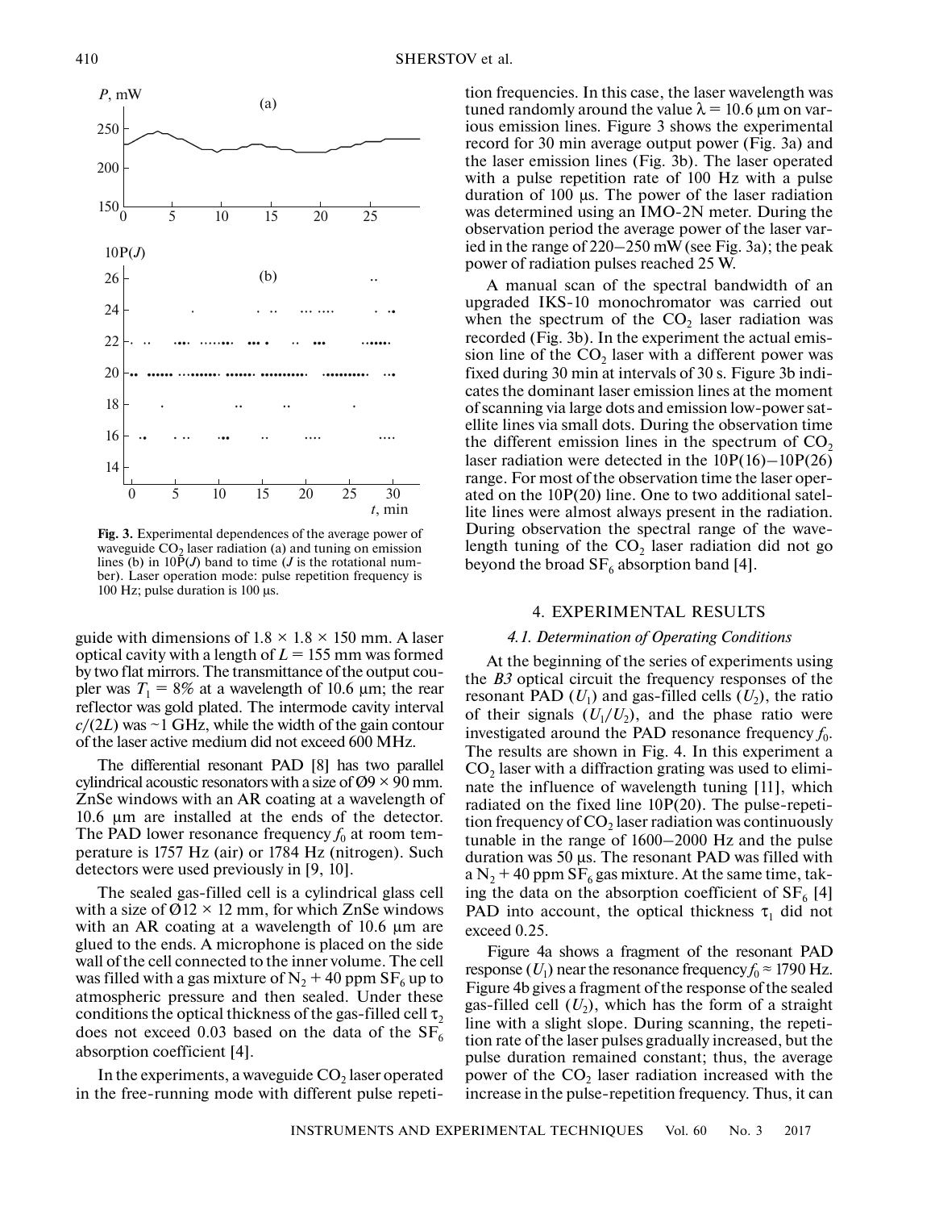Fig. 3. Experimental dependences of the average power of waveguide $CO_2$ laser radiation (a) and tuning on emission lines (b) in 10P($J$) band to time ($J$ is the rotational number). Laser operation mode: pulse repetition frequency is 100 Hz; pulse duration is 100 μs.

guide with dimensions of 1.8 × 1.8 × 150 mm. A laser optical cavity with a length of $L$ = 155 mm was formed by two flat mirrors. The transmittance of the output coupler was $T_1$ = 8% at a wavelength of 10.6 μm; the rear reflector was gold plated. The intermode cavity interval $c/(2L)$ was ~1 GHz, while the width of the gain contour of the laser active medium did not exceed 600 MHz.

The differential resonant PAD [8] has two parallel cylindrical acoustic resonators with a size of Ø9 × 90 mm. ZnSe windows with an AR coating at a wavelength of 10.6 μm are installed at the ends of the detector. The PAD lower resonance frequency $f_0$ at room temperature is 1757 Hz (air) or 1784 Hz (nitrogen). Such detectors were used previously in [9, 10].

The sealed gas-filled cell is a cylindrical glass cell with a size of Ø12 × 12 mm, for which ZnSe windows with an AR coating at a wavelength of 10.6 μm are glued to the ends. A microphone is placed on the side wall of the cell connected to the inner volume. The cell was filled with a gas mixture of $N_2$ + 40 ppm $SF_6$ up to atmospheric pressure and then sealed. Under these conditions the optical thickness of the gas-filled cell $\tau_2$ does not exceed 0.03 based on the data of the $SF_6$ absorption coefficient [4].

In the experiments, a waveguide $CO_2$ laser operated in the free-running mode with different pulse repetition frequencies. In this case, the laser wavelength was tuned randomly around the value λ = 10.6 μm on various emission lines. Figure 3 shows the experimental record for 30 min average output power (Fig. 3a) and the laser emission lines (Fig. 3b). The laser operated with a pulse repetition rate of 100 Hz with a pulse duration of 100 μs. The power of the laser radiation was determined using an IMO-2N meter. During the observation period the average power of the laser varied in the range of 220–250 mW (see Fig. 3a); the peak power of radiation pulses reached 25 W.

A manual scan of the spectral bandwidth of an upgraded IKS-10 monochromator was carried out when the spectrum of the $CO_2$ laser radiation was recorded (Fig. 3b). In the experiment the actual emission line of the $CO_2$ laser with a different power was fixed during 30 min at intervals of 30 s. Figure 3b indicates the dominant laser emission lines at the moment of scanning via large dots and emission low-power satellite lines via small dots. During the observation time the different emission lines in the spectrum of $CO_2$ laser radiation were detected in the 10P(16)–10P(26) range. For most of the observation time the laser operated on the 10P(20) line. One to two additional satellite lines were almost always present in the radiation. During observation the spectral range of the wavelength tuning of the $CO_2$ laser radiation did not go beyond the broad $SF_6$ absorption band [4].

## 4. EXPERIMENTAL RESULTS

### *4.1. Determination of Operating Conditions*

At the beginning of the series of experiments using the *B3* optical circuit the frequency responses of the resonant PAD ($U_1$) and gas-filled cells ($U_2$), the ratio of their signals ($U_1/U_2$), and the phase ratio were investigated around the PAD resonance frequency $f_0$. The results are shown in Fig. 4. In this experiment a $CO_2$ laser with a diffraction grating was used to eliminate the influence of wavelength tuning [11], which radiated on the fixed line 10P(20). The pulse-repetition frequency of $CO_2$ laser radiation was continuously tunable in the range of 1600–2000 Hz and the pulse duration was 50 μs. The resonant PAD was filled with a $N_2$ + 40 ppm $SF_6$ gas mixture. At the same time, taking the data on the absorption coefficient of $SF_6$ [4] PAD into account, the optical thickness $\tau_1$ did not exceed 0.25.

Figure 4a shows a fragment of the resonant PAD response ($U_1$) near the resonance frequency $f_0$ ≈ 1790 Hz. Figure 4b gives a fragment of the response of the sealed gas-filled cell ($U_2$), which has the form of a straight line with a slight slope. During scanning, the repetition rate of the laser pulses gradually increased, but the pulse duration remained constant; thus, the average power of the $CO_2$ laser radiation increased with the increase in the pulse-repetition frequency. Thus, it can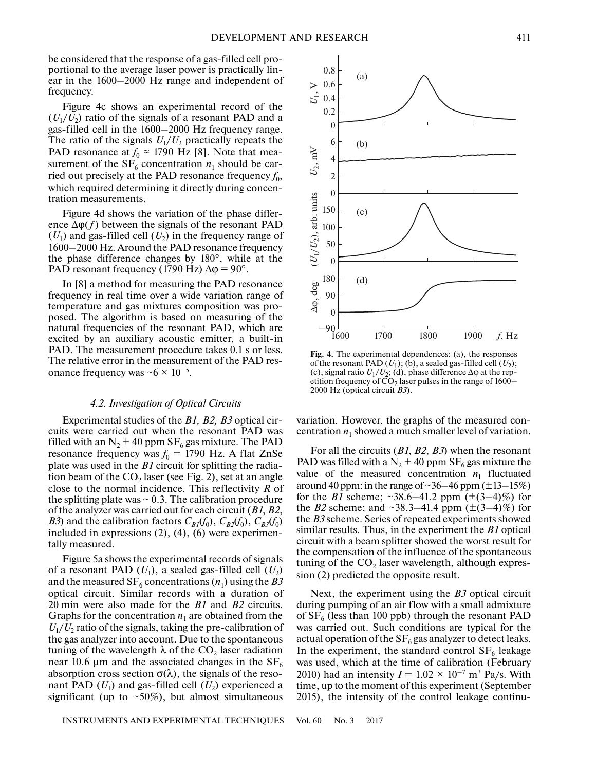be considered that the response of a gas-filled cell proportional to the average laser power is practically linear in the 1600–2000 Hz range and independent of frequency.

Figure 4c shows an experimental record of the ($U_1/U_2$) ratio of the signals of a resonant PAD and a gas-filled cell in the 1600–2000 Hz frequency range. The ratio of the signals $U_1/U_2$ practically repeats the PAD resonance at $f_0 \approx 1790$ Hz [8]. Note that measurement of the $SF_6$ concentration $n_1$ should be carried out precisely at the PAD resonance frequency $f_0$, which required determining it directly during concentration measurements.

Figure 4d shows the variation of the phase difference $\Delta\varphi(f)$ between the signals of the resonant PAD ($U_1$) and gas-filled cell ($U_2$) in the frequency range of 1600–2000 Hz. Around the PAD resonance frequency the phase difference changes by 180°, while at the PAD resonant frequency (1790 Hz) $\Delta\varphi = 90°$.

In [8] a method for measuring the PAD resonance frequency in real time over a wide variation range of temperature and gas mixtures composition was proposed. The algorithm is based on measuring of the natural frequencies of the resonant PAD, which are excited by an auxiliary acoustic emitter, a built-in PAD. The measurement procedure takes 0.1 s or less. The relative error in the measurement of the PAD resonance frequency was $\sim 6 \times 10^{-5}$.

### *4.2. Investigation of Optical Circuits*

Experimental studies of the *B1, B2, B3* optical circuits were carried out when the resonant PAD was filled with an $N_2$ + 40 ppm $SF_6$ gas mixture. The PAD resonance frequency was $f_0 = 1790$ Hz. A flat ZnSe plate was used in the *B1* circuit for splitting the radiation beam of the $CO_2$ laser (see Fig. 2), set at an angle close to the normal incidence. This reflectivity $R$ of the splitting plate was ~ 0.3. The calibration procedure of the analyzer was carried out for each circuit (*B1*, *B2*, *B3*) and the calibration factors $C_{B1}(f_0)$, $C_{B2}(f_0)$, $C_{B3}(f_0)$ included in expressions (2), (4), (6) were experimentally measured.

Figure 5a shows the experimental records of signals of a resonant PAD ($U_1$), a sealed gas-filled cell ($U_2$) and the measured $SF_6$ concentrations ($n_1$) using the *B3* optical circuit. Similar records with a duration of 20 min were also made for the *B1* and *B2* circuits. Graphs for the concentration $n_1$ are obtained from the $U_1/U_2$ ratio of the signals, taking the pre-calibration of the gas analyzer into account. Due to the spontaneous tuning of the wavelength $\lambda$ of the $CO_2$ laser radiation near 10.6 μm and the associated changes in the $SF_6$ absorption cross section $\sigma(\lambda)$, the signals of the resonant PAD ($U_1$) and gas-filled cell ($U_2$) experienced a significant (up to ~50%), but almost simultaneous variation. However, the graphs of the measured concentration $n_1$ showed a much smaller level of variation.

**Fig. 4.** The experimental dependences: (a), the responses of the resonant PAD ($U_1$); (b), a sealed gas-filled cell ($U_2$); (c), signal ratio $U_1/U_2$; (d), phase difference $\Delta\varphi$ at the repetition frequency of $CO_2$ laser pulses in the range of 1600–2000 Hz (optical circuit *B3*).

For all the circuits (*B1*, *B2*, *B3*) when the resonant PAD was filled with a $N_2$ + 40 ppm $SF_6$ gas mixture the value of the measured concentration $n_1$ fluctuated around 40 ppm: in the range of ~36–46 ppm (±13–15%) for the *B1* scheme; ~38.6–41.2 ppm (±(3–4)%) for the *B2* scheme; and ~38.3–41.4 ppm (±(3–4)%) for the *B3* scheme. Series of repeated experiments showed similar results. Thus, in the experiment the *B1* optical circuit with a beam splitter showed the worst result for the compensation of the influence of the spontaneous tuning of the $CO_2$ laser wavelength, although expression (2) predicted the opposite result.

Next, the experiment using the *B3* optical circuit during pumping of an air flow with a small admixture of $SF_6$ (less than 100 ppb) through the resonant PAD was carried out. Such conditions are typical for the actual operation of the $SF_6$ gas analyzer to detect leaks. In the experiment, the standard control $SF_6$ leakage was used, which at the time of calibration (February 2010) had an intensity $I = 1.02 \times 10^{-7}$ m$^3$ Pa/s. With time, up to the moment of this experiment (September 2015), the intensity of the control leakage continu-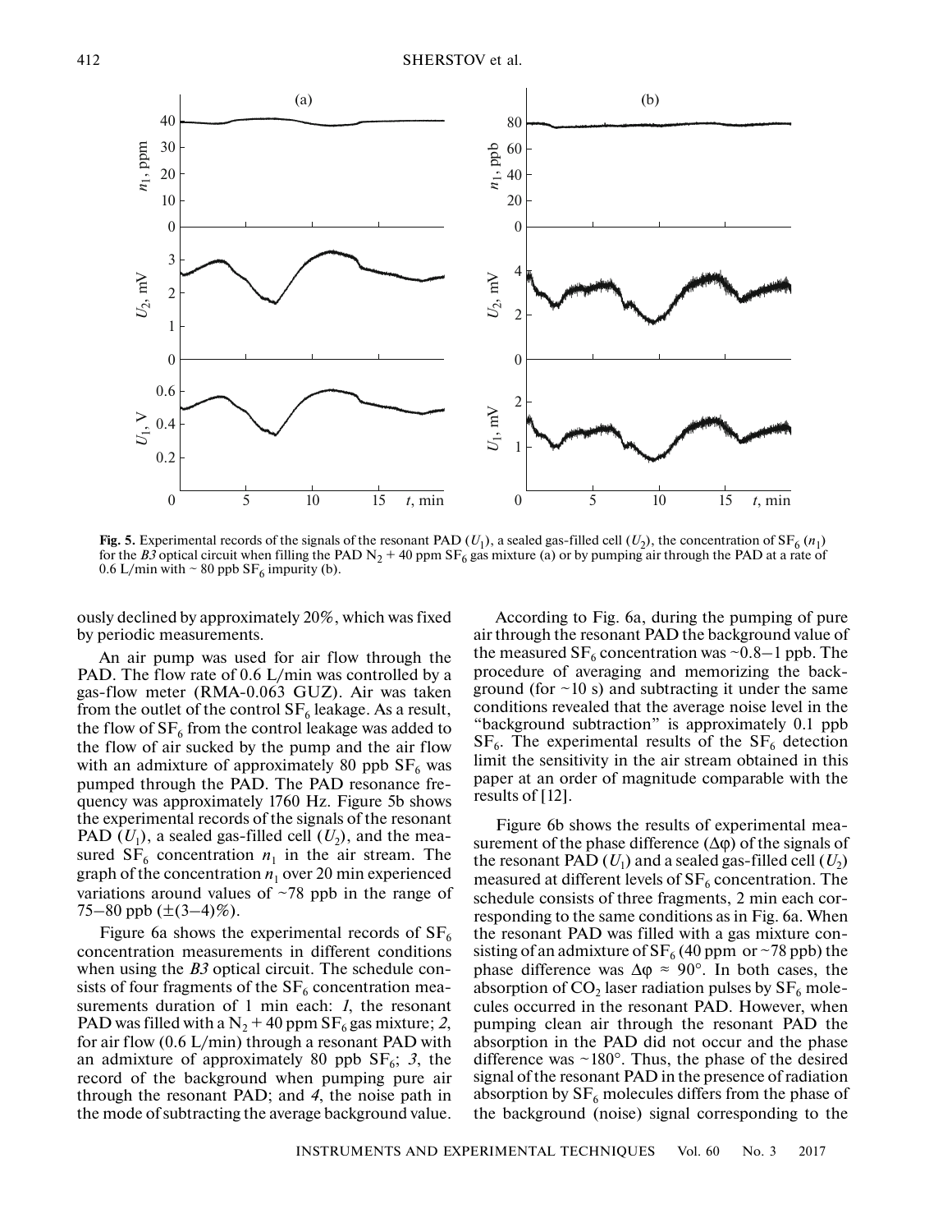**Fig. 5.** Experimental records of the signals of the resonant PAD ($U_1$), a sealed gas-filled cell ($U_2$), the concentration of $SF_6$ ($n_1$) for the *B3* optical circuit when filling the PAD $N_2$ + 40 ppm $SF_6$ gas mixture (a) or by pumping air through the PAD at a rate of 0.6 L/min with ~ 80 ppb $SF_6$ impurity (b).

ously declined by approximately 20%, which was fixed by periodic measurements.

An air pump was used for air flow through the PAD. The flow rate of 0.6 L/min was controlled by a gas-flow meter (RMA-0.063 GUZ). Air was taken from the outlet of the control $SF_6$ leakage. As a result, the flow of $SF_6$ from the control leakage was added to the flow of air sucked by the pump and the air flow with an admixture of approximately 80 ppb $SF_6$ was pumped through the PAD. The PAD resonance frequency was approximately 1760 Hz. Figure 5b shows the experimental records of the signals of the resonant PAD ($U_1$), a sealed gas-filled cell ($U_2$), and the measured $SF_6$ concentration $n_1$ in the air stream. The graph of the concentration $n_1$ over 20 min experienced variations around values of ~78 ppb in the range of 75–80 ppb (±(3–4)%).

Figure 6a shows the experimental records of $SF_6$ concentration measurements in different conditions when using the *B3* optical circuit. The schedule consists of four fragments of the $SF_6$ concentration measurements duration of 1 min each: *1*, the resonant PAD was filled with a $N_2$ + 40 ppm $SF_6$ gas mixture; *2*, for air flow (0.6 L/min) through a resonant PAD with an admixture of approximately 80 ppb $SF_6$; *3*, the record of the background when pumping pure air through the resonant PAD; and *4*, the noise path in the mode of subtracting the average background value.

According to Fig. 6a, during the pumping of pure air through the resonant PAD the background value of the measured $SF_6$ concentration was ~0.8–1 ppb. The procedure of averaging and memorizing the background (for ~10 s) and subtracting it under the same conditions revealed that the average noise level in the "background subtraction" is approximately 0.1 ppb $SF_6$. The experimental results of the $SF_6$ detection limit the sensitivity in the air stream obtained in this paper at an order of magnitude comparable with the results of [12].

Figure 6b shows the results of experimental measurement of the phase difference ($\Delta\varphi$) of the signals of the resonant PAD ($U_1$) and a sealed gas-filled cell ($U_2$) measured at different levels of $SF_6$ concentration. The schedule consists of three fragments, 2 min each corresponding to the same conditions as in Fig. 6a. When the resonant PAD was filled with a gas mixture consisting of an admixture of $SF_6$ (40 ppm or ~78 ppb) the phase difference was $\Delta\varphi \approx 90°$. In both cases, the absorption of $CO_2$ laser radiation pulses by $SF_6$ molecules occurred in the resonant PAD. However, when pumping clean air through the resonant PAD the absorption in the PAD did not occur and the phase difference was ~180°. Thus, the phase of the desired signal of the resonant PAD in the presence of radiation absorption by $SF_6$ molecules differs from the phase of the background (noise) signal corresponding to the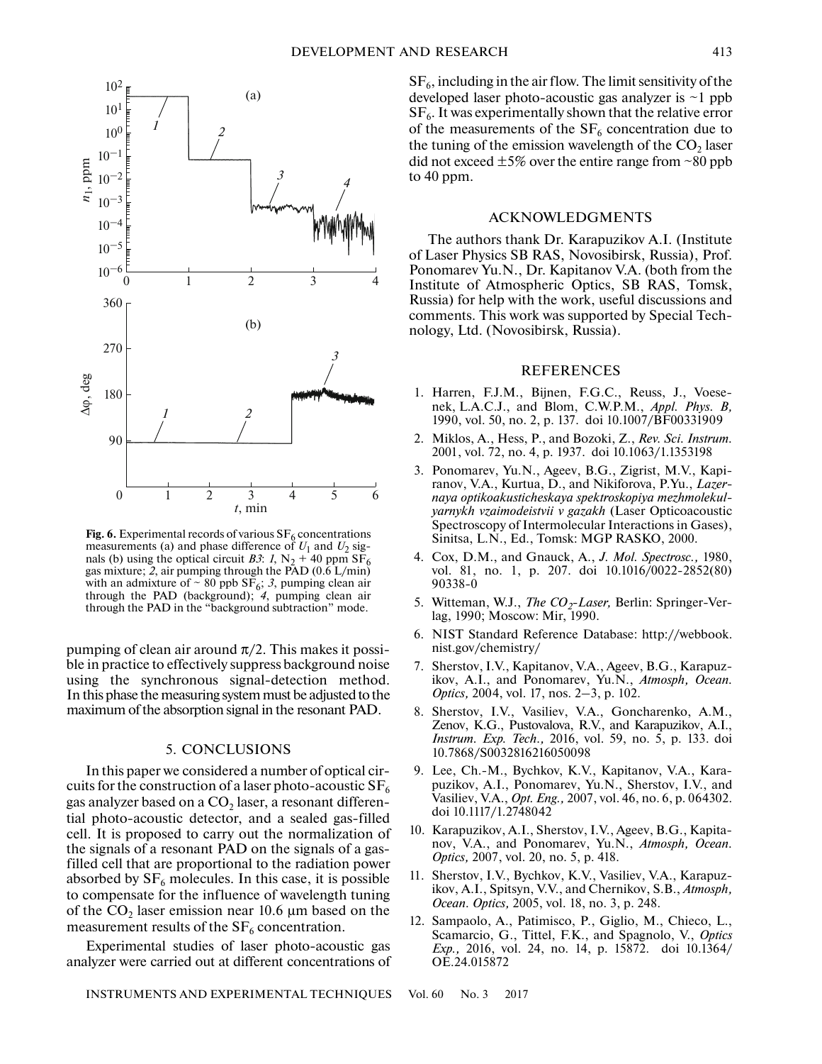(a)

$10^2$
$10^1$
$10^0$
$10^{-1}$
$10^{-2}$
$10^{-3}$
$10^{-4}$
$10^{-5}$
$10^{-6}$

$n_1$, ppm

1
2
3
4

0 1 2 3 4

(b)

360
270
180
90

Δφ, deg

1
2
3

0 1 2 3 4 5 6

$t$, min

**Fig. 6.** Experimental records of various $SF_6$ concentrations measurements (a) and phase difference of $U_1$ and $U_2$ signals (b) using the optical circuit *B3*: *1*, $N_2$ + 40 ppm $SF_6$ gas mixture; *2*, air pumping through the PAD (0.6 L/min) with an admixture of ~ 80 ppb $SF_6$; *3*, pumping clean air through the PAD (background); *4*, pumping clean air through the PAD in the "background subtraction" mode.

pumping of clean air around $\pi/2$. This makes it possible in practice to effectively suppress background noise using the synchronous signal-detection method. In this phase the measuring system must be adjusted to the maximum of the absorption signal in the resonant PAD.

## 5. CONCLUSIONS

In this paper we considered a number of optical circuits for the construction of a laser photo-acoustic $SF_6$ gas analyzer based on a $CO_2$ laser, a resonant differential photo-acoustic detector, and a sealed gas-filled cell. It is proposed to carry out the normalization of the signals of a resonant PAD on the signals of a gas-filled cell that are proportional to the radiation power absorbed by $SF_6$ molecules. In this case, it is possible to compensate for the influence of wavelength tuning of the $CO_2$ laser emission near 10.6 μm based on the measurement results of the $SF_6$ concentration.

Experimental studies of laser photo-acoustic gas analyzer were carried out at different concentrations of $SF_6$, including in the air flow. The limit sensitivity of the developed laser photo-acoustic gas analyzer is ~1 ppb $SF_6$. It was experimentally shown that the relative error of the measurements of the $SF_6$ concentration due to the tuning of the emission wavelength of the $CO_2$ laser did not exceed ±5% over the entire range from ~80 ppb to 40 ppm.

## ACKNOWLEDGMENTS

The authors thank Dr. Karapuzikov A.I. (Institute of Laser Physics SB RAS, Novosibirsk, Russia), Prof. Ponomarev Yu.N., Dr. Kapitanov V.A. (both from the Institute of Atmospheric Optics, SB RAS, Tomsk, Russia) for help with the work, useful discussions and comments. This work was supported by Special Technology, Ltd. (Novosibirsk, Russia).

## REFERENCES

1. Harren, F.J.M., Bijnen, F.G.C., Reuss, J., Voesenek, L.A.C.J., and Blom, C.W.P.M., *Appl. Phys. B,* 1990, vol. 50, no. 2, p. 137. doi 10.1007/BF00331909
2. Miklos, A., Hess, P., and Bozoki, Z., *Rev. Sci. Instrum.* 2001, vol. 72, no. 4, p. 1937. doi 10.1063/1.1353198
3. Ponomarev, Yu.N., Ageev, B.G., Zigrist, M.V., Kapiranov, V.A., Kurtua, D., and Nikiforova, P.Yu., *Lazernaya optikoakusticheskaya spektroskopiya mezhmolekulyarnykh vzaimodeistvii v gazakh* (Laser Opticoacoustic Spectroscopy of Intermolecular Interactions in Gases), Sinitsa, L.N., Ed., Tomsk: MGP RASKO, 2000.
4. Cox, D.M., and Gnauck, A., *J. Mol. Spectrosc.,* 1980, vol. 81, no. 1, p. 207. doi 10.1016/0022-2852(80) 90338-0
5. Witteman, W.J., *The $CO_2$-Laser,* Berlin: Springer-Verlag, 1990; Moscow: Mir, 1990.
6. NIST Standard Reference Database: http://webbook.nist.gov/chemistry/
7. Sherstov, I.V., Kapitanov, V.A., Ageev, B.G., Karapuzikov, A.I., and Ponomarev, Yu.N., *Atmosph, Ocean. Optics,* 2004, vol. 17, nos. 2–3, p. 102.
8. Sherstov, I.V., Vasiliev, V.A., Goncharenko, A.M., Zenov, K.G., Pustovalova, R.V., and Karapuzikov, A.I., *Instrum. Exp. Tech.,* 2016, vol. 59, no. 5, p. 133. doi 10.7868/S0032816216050098
9. Lee, Ch.-M., Bychkov, K.V., Kapitanov, V.A., Karapuzikov, A.I., Ponomarev, Yu.N., Sherstov, I.V., and Vasiliev, V.A., *Opt. Eng.,* 2007, vol. 46, no. 6, p. 064302. doi 10.1117/1.2748042
10. Karapuzikov, A.I., Sherstov, I.V., Ageev, B.G., Kapitanov, V.A., and Ponomarev, Yu.N., *Atmosph, Ocean. Optics,* 2007, vol. 20, no. 5, p. 418.
11. Sherstov, I.V., Bychkov, K.V., Vasiliev, V.A., Karapuzikov, A.I., Spitsyn, V.V., and Chernikov, S.B., *Atmosph, Ocean. Optics,* 2005, vol. 18, no. 3, p. 248.
12. Sampaolo, A., Patimisco, P., Giglio, M., Chieco, L., Scamarcio, G., Tittel, F.K., and Spagnolo, V., *Optics Exp.,* 2016, vol. 24, no. 14, p. 15872. doi 10.1364/OE.24.015872